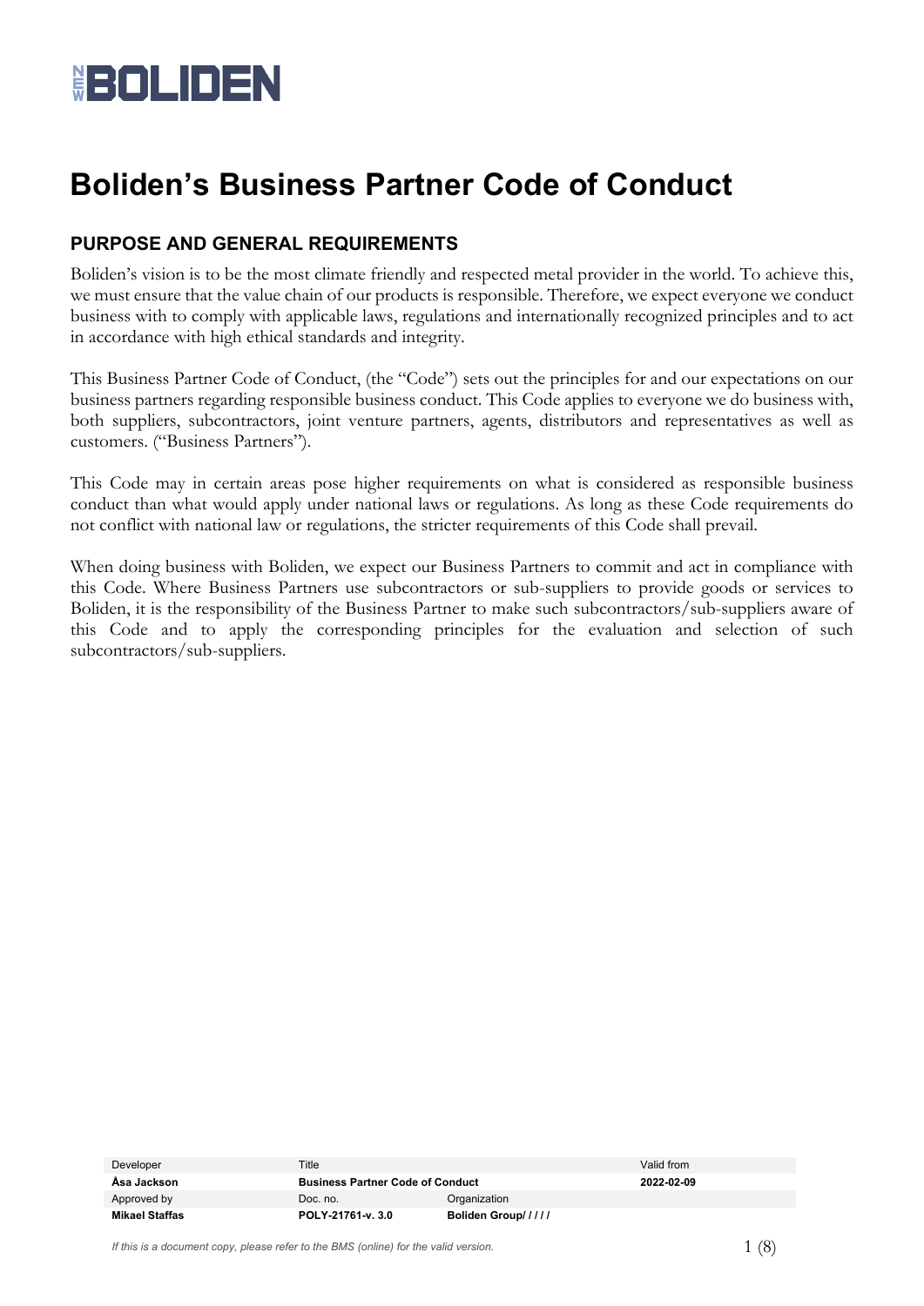# Boliden's Business Partner Code of Conduct

## PURPOSE AND GENERAL REQUIREMENTS

Boliden's vision is to be the most climate friendly and respected metal provider in the world. To achieve this, we must ensure that the value chain of our products is responsible. Therefore, we expect everyone we conduct business with to comply with applicable laws, regulations and internationally recognized principles and to act in accordance with high ethical standards and integrity.

This Business Partner Code of Conduct, (the "Code") sets out the principles for and our expectations on our business partners regarding responsible business conduct. This Code applies to everyone we do business with, both suppliers, subcontractors, joint venture partners, agents, distributors and representatives as well as customers. ("Business Partners").

This Code may in certain areas pose higher requirements on what is considered as responsible business conduct than what would apply under national laws or regulations. As long as these Code requirements do not conflict with national law or regulations, the stricter requirements of this Code shall prevail.

When doing business with Boliden, we expect our Business Partners to commit and act in compliance with this Code. Where Business Partners use subcontractors or sub-suppliers to provide goods or services to Boliden, it is the responsibility of the Business Partner to make such subcontractors/sub-suppliers aware of this Code and to apply the corresponding principles for the evaluation and selection of such subcontractors/sub-suppliers.

| Developer | Title | | Valid from |
|---|---|---|---|
| **Åsa Jackson** | **Business Partner Code of Conduct** | | **2022-02-09** |
| Approved by | Doc. no. | Organization | |
| **Mikael Staffas** | **POLY-21761-v. 3.0** | **Boliden Group/ / / / /** | |

*If this is a document copy, please refer to the BMS (online) for the valid version.*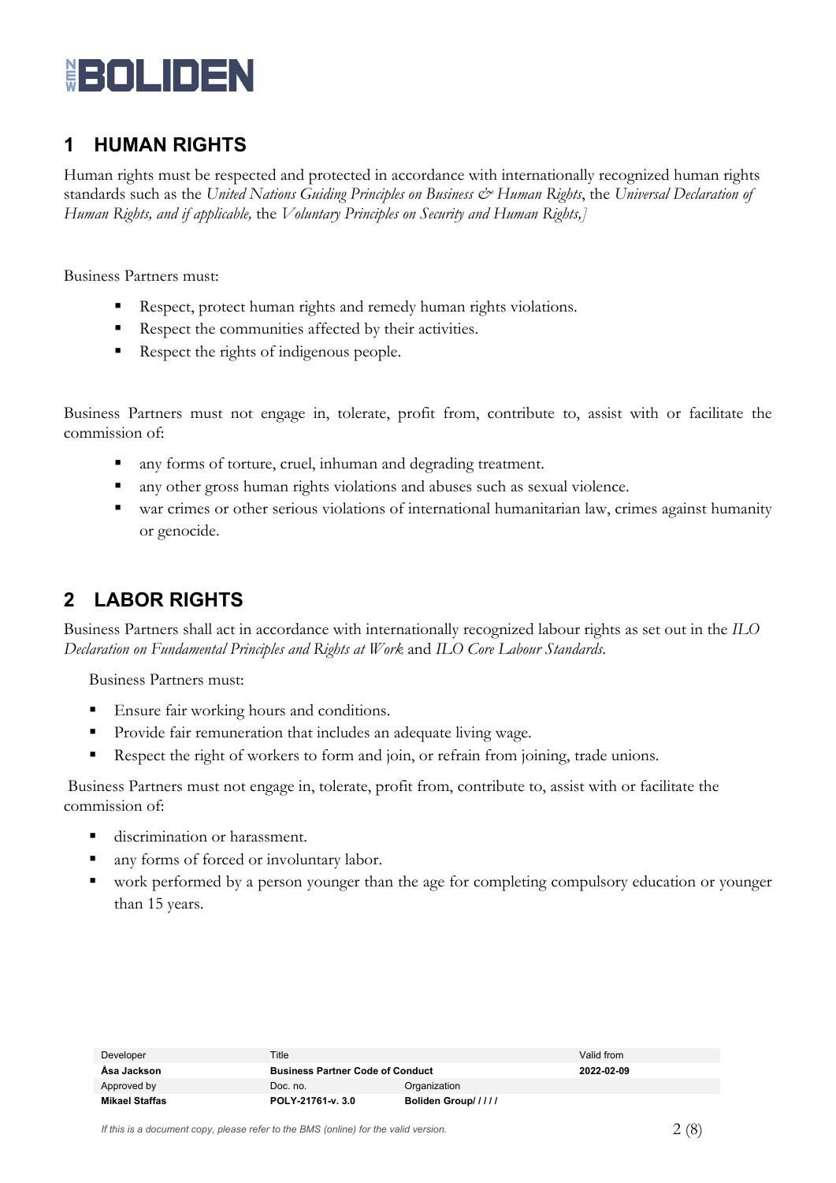## 1 HUMAN RIGHTS

Human rights must be respected and protected in accordance with internationally recognized human rights standards such as the *United Nations Guiding Principles on Business & Human Rights*, the *Universal Declaration of Human Rights, and if applicable,* the *Voluntary Principles on Security and Human Rights,]*

Business Partners must:

- Respect, protect human rights and remedy human rights violations.
- Respect the communities affected by their activities.
- Respect the rights of indigenous people.

Business Partners must not engage in, tolerate, profit from, contribute to, assist with or facilitate the commission of:

- any forms of torture, cruel, inhuman and degrading treatment.
- any other gross human rights violations and abuses such as sexual violence.
- war crimes or other serious violations of international humanitarian law, crimes against humanity or genocide.

## 2 LABOR RIGHTS

Business Partners shall act in accordance with internationally recognized labour rights as set out in the *ILO Declaration on Fundamental Principles and Rights at Work* and *ILO Core Labour Standards*.

Business Partners must:

- Ensure fair working hours and conditions.
- Provide fair remuneration that includes an adequate living wage.
- Respect the right of workers to form and join, or refrain from joining, trade unions.

Business Partners must not engage in, tolerate, profit from, contribute to, assist with or facilitate the commission of:

- discrimination or harassment.
- any forms of forced or involuntary labor.
- work performed by a person younger than the age for completing compulsory education or younger than 15 years.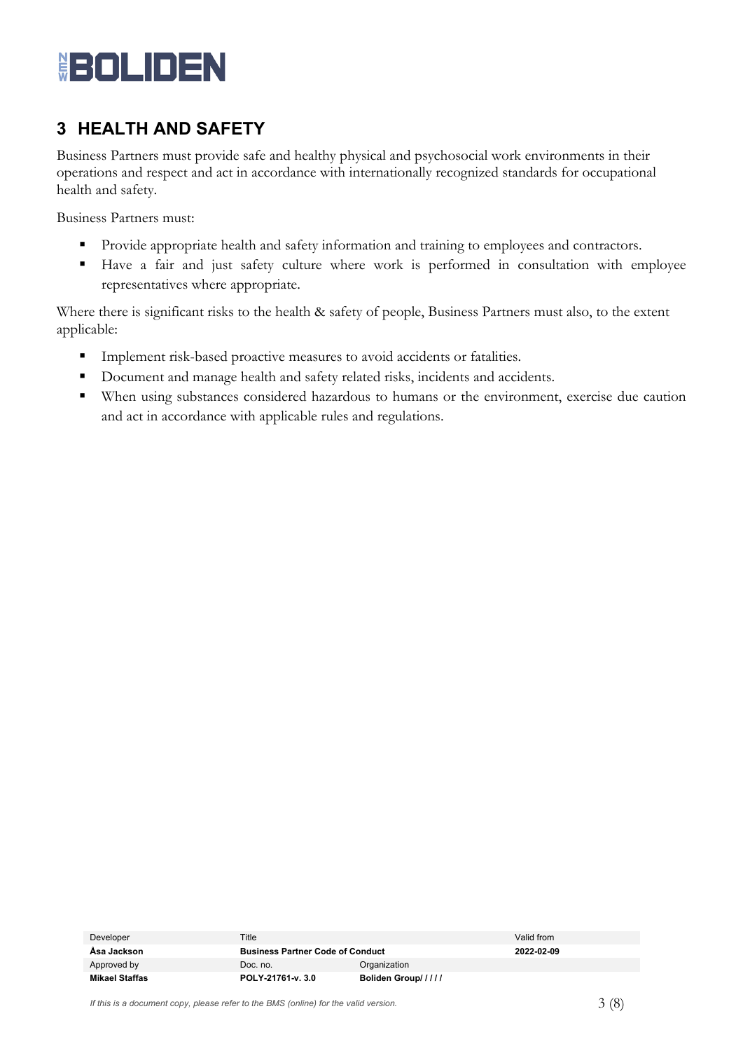# 3 HEALTH AND SAFETY

Business Partners must provide safe and healthy physical and psychosocial work environments in their operations and respect and act in accordance with internationally recognized standards for occupational health and safety.

Business Partners must:

- Provide appropriate health and safety information and training to employees and contractors.
- Have a fair and just safety culture where work is performed in consultation with employee representatives where appropriate.

Where there is significant risks to the health & safety of people, Business Partners must also, to the extent applicable:

- Implement risk-based proactive measures to avoid accidents or fatalities.
- Document and manage health and safety related risks, incidents and accidents.
- When using substances considered hazardous to humans or the environment, exercise due caution and act in accordance with applicable rules and regulations.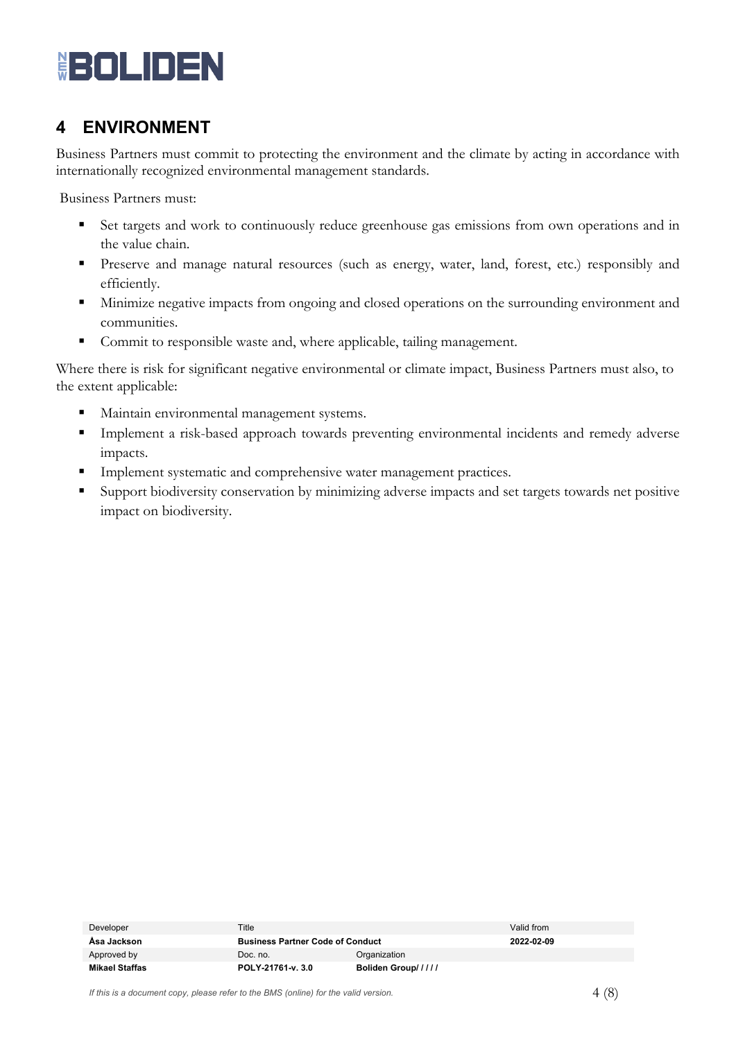## 4 ENVIRONMENT

Business Partners must commit to protecting the environment and the climate by acting in accordance with internationally recognized environmental management standards.

Business Partners must:

- Set targets and work to continuously reduce greenhouse gas emissions from own operations and in the value chain.
- Preserve and manage natural resources (such as energy, water, land, forest, etc.) responsibly and efficiently.
- Minimize negative impacts from ongoing and closed operations on the surrounding environment and communities.
- Commit to responsible waste and, where applicable, tailing management.

Where there is risk for significant negative environmental or climate impact, Business Partners must also, to the extent applicable:

- Maintain environmental management systems.
- Implement a risk-based approach towards preventing environmental incidents and remedy adverse impacts.
- Implement systematic and comprehensive water management practices.
- Support biodiversity conservation by minimizing adverse impacts and set targets towards net positive impact on biodiversity.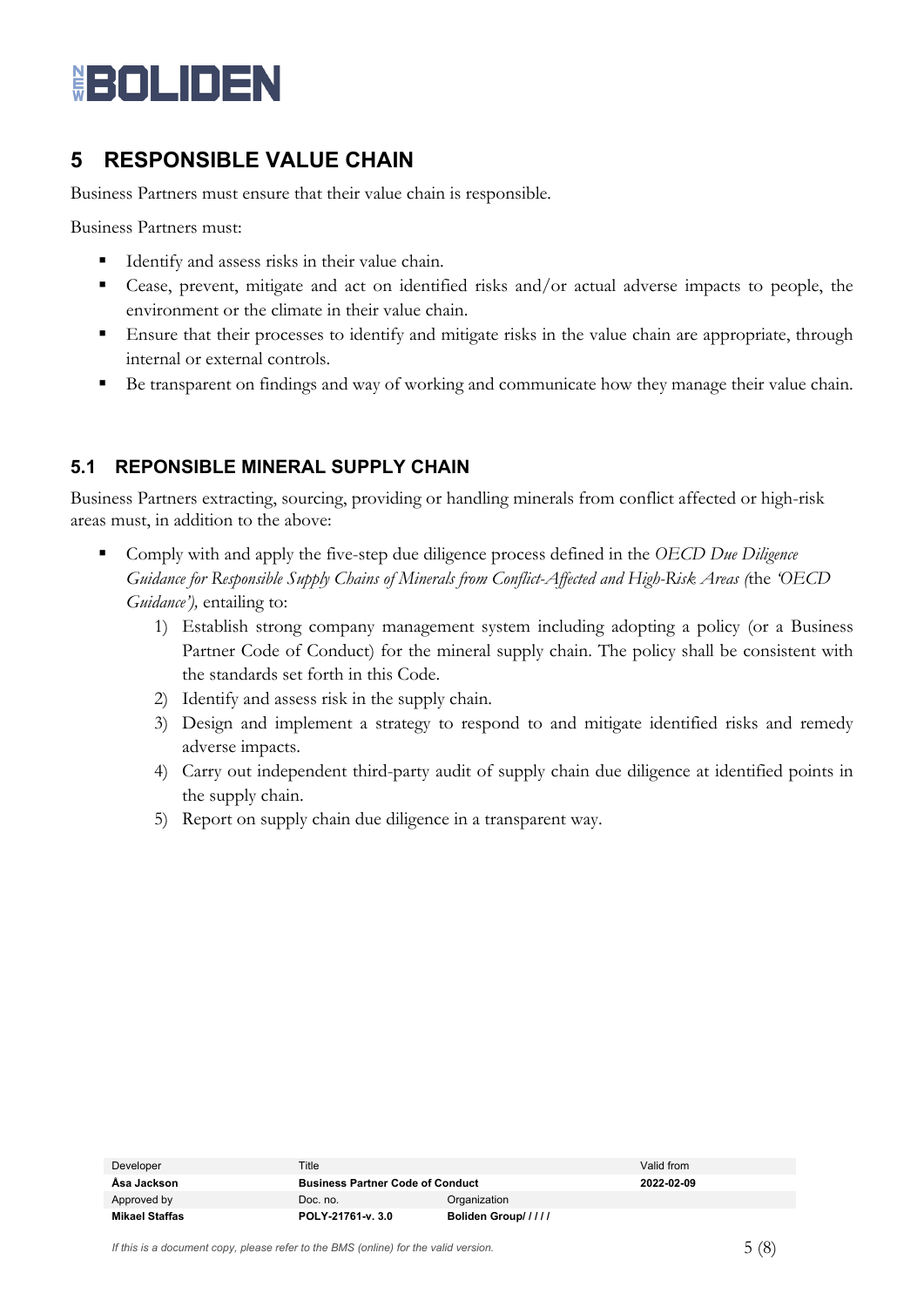# 5 RESPONSIBLE VALUE CHAIN

Business Partners must ensure that their value chain is responsible.

Business Partners must:

- Identify and assess risks in their value chain.
- Cease, prevent, mitigate and act on identified risks and/or actual adverse impacts to people, the environment or the climate in their value chain.
- Ensure that their processes to identify and mitigate risks in the value chain are appropriate, through internal or external controls.
- Be transparent on findings and way of working and communicate how they manage their value chain.

## 5.1 REPONSIBLE MINERAL SUPPLY CHAIN

Business Partners extracting, sourcing, providing or handling minerals from conflict affected or high-risk areas must, in addition to the above:

- Comply with and apply the five-step due diligence process defined in the *OECD Due Diligence Guidance for Responsible Supply Chains of Minerals from Conflict-Affected and High-Risk Areas (*the *'OECD Guidance'),* entailing to:
  1) Establish strong company management system including adopting a policy (or a Business Partner Code of Conduct) for the mineral supply chain. The policy shall be consistent with the standards set forth in this Code.
  2) Identify and assess risk in the supply chain.
  3) Design and implement a strategy to respond to and mitigate identified risks and remedy adverse impacts.
  4) Carry out independent third-party audit of supply chain due diligence at identified points in the supply chain.
  5) Report on supply chain due diligence in a transparent way.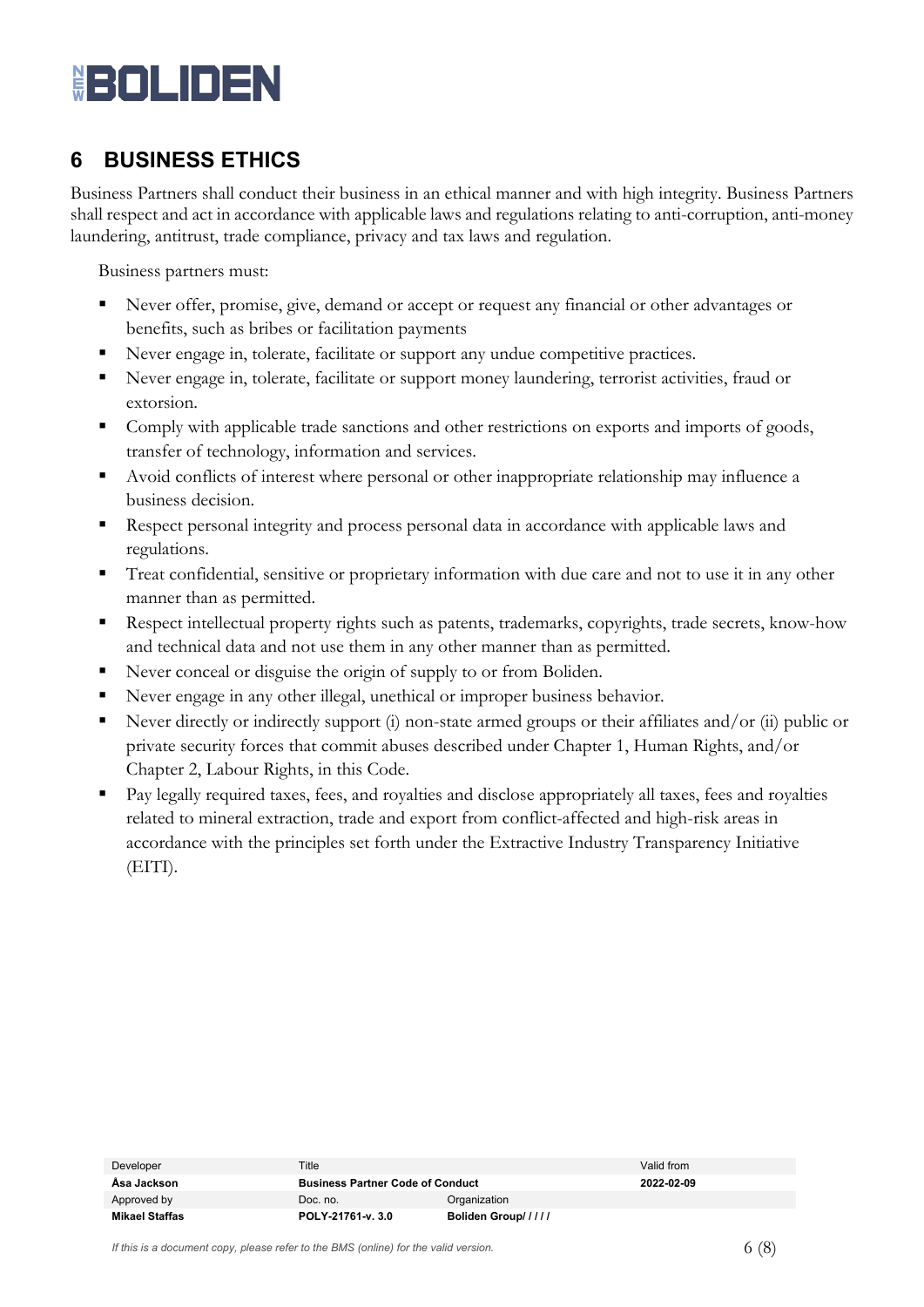## 6 BUSINESS ETHICS

Business Partners shall conduct their business in an ethical manner and with high integrity. Business Partners shall respect and act in accordance with applicable laws and regulations relating to anti-corruption, anti-money laundering, antitrust, trade compliance, privacy and tax laws and regulation.

Business partners must:

- Never offer, promise, give, demand or accept or request any financial or other advantages or benefits, such as bribes or facilitation payments
- Never engage in, tolerate, facilitate or support any undue competitive practices.
- Never engage in, tolerate, facilitate or support money laundering, terrorist activities, fraud or extorsion.
- Comply with applicable trade sanctions and other restrictions on exports and imports of goods, transfer of technology, information and services.
- Avoid conflicts of interest where personal or other inappropriate relationship may influence a business decision.
- Respect personal integrity and process personal data in accordance with applicable laws and regulations.
- Treat confidential, sensitive or proprietary information with due care and not to use it in any other manner than as permitted.
- Respect intellectual property rights such as patents, trademarks, copyrights, trade secrets, know-how and technical data and not use them in any other manner than as permitted.
- Never conceal or disguise the origin of supply to or from Boliden.
- Never engage in any other illegal, unethical or improper business behavior.
- Never directly or indirectly support (i) non-state armed groups or their affiliates and/or (ii) public or private security forces that commit abuses described under Chapter 1, Human Rights, and/or Chapter 2, Labour Rights, in this Code.
- Pay legally required taxes, fees, and royalties and disclose appropriately all taxes, fees and royalties related to mineral extraction, trade and export from conflict-affected and high-risk areas in accordance with the principles set forth under the Extractive Industry Transparency Initiative (EITI).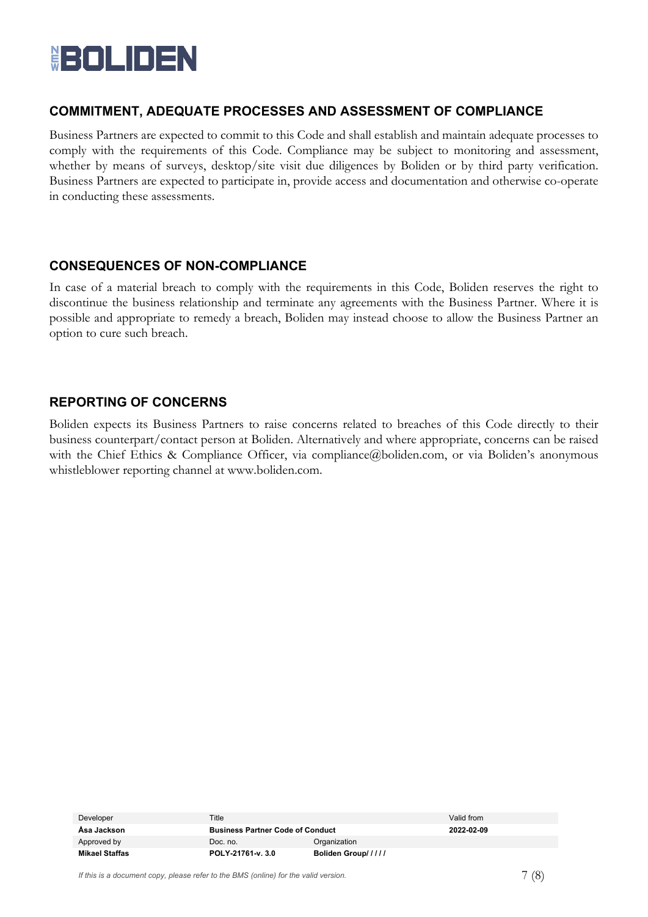## COMMITMENT, ADEQUATE PROCESSES AND ASSESSMENT OF COMPLIANCE

Business Partners are expected to commit to this Code and shall establish and maintain adequate processes to comply with the requirements of this Code. Compliance may be subject to monitoring and assessment, whether by means of surveys, desktop/site visit due diligences by Boliden or by third party verification. Business Partners are expected to participate in, provide access and documentation and otherwise co-operate in conducting these assessments.

## CONSEQUENCES OF NON-COMPLIANCE

In case of a material breach to comply with the requirements in this Code, Boliden reserves the right to discontinue the business relationship and terminate any agreements with the Business Partner. Where it is possible and appropriate to remedy a breach, Boliden may instead choose to allow the Business Partner an option to cure such breach.

## REPORTING OF CONCERNS

Boliden expects its Business Partners to raise concerns related to breaches of this Code directly to their business counterpart/contact person at Boliden. Alternatively and where appropriate, concerns can be raised with the Chief Ethics & Compliance Officer, via compliance@boliden.com, or via Boliden's anonymous whistleblower reporting channel at www.boliden.com.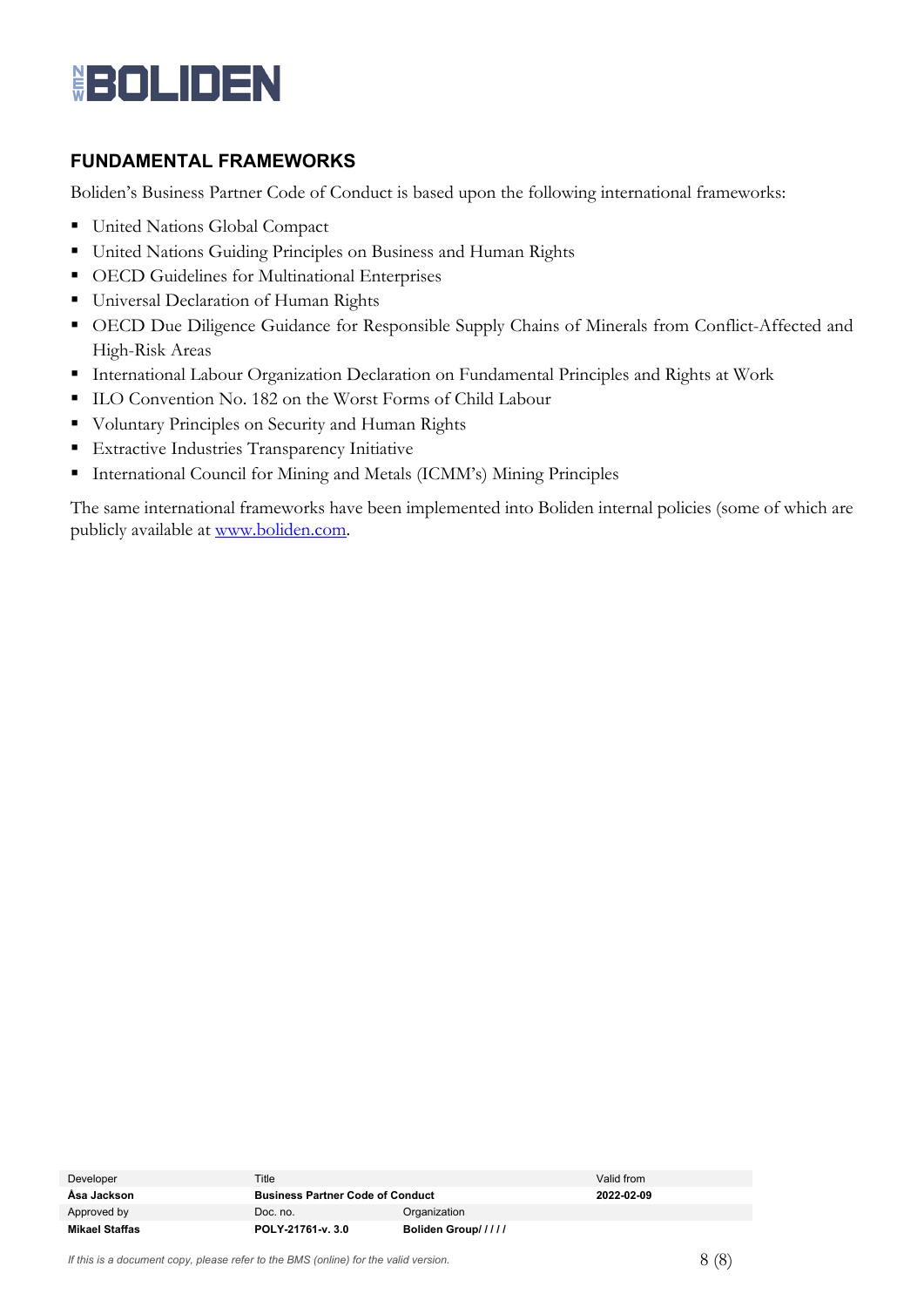## FUNDAMENTAL FRAMEWORKS

Boliden's Business Partner Code of Conduct is based upon the following international frameworks:

- United Nations Global Compact
- United Nations Guiding Principles on Business and Human Rights
- OECD Guidelines for Multinational Enterprises
- Universal Declaration of Human Rights
- OECD Due Diligence Guidance for Responsible Supply Chains of Minerals from Conflict-Affected and High-Risk Areas
- International Labour Organization Declaration on Fundamental Principles and Rights at Work
- ILO Convention No. 182 on the Worst Forms of Child Labour
- Voluntary Principles on Security and Human Rights
- Extractive Industries Transparency Initiative
- International Council for Mining and Metals (ICMM's) Mining Principles

The same international frameworks have been implemented into Boliden internal policies (some of which are publicly available at [www.boliden.com](http://www.boliden.com).